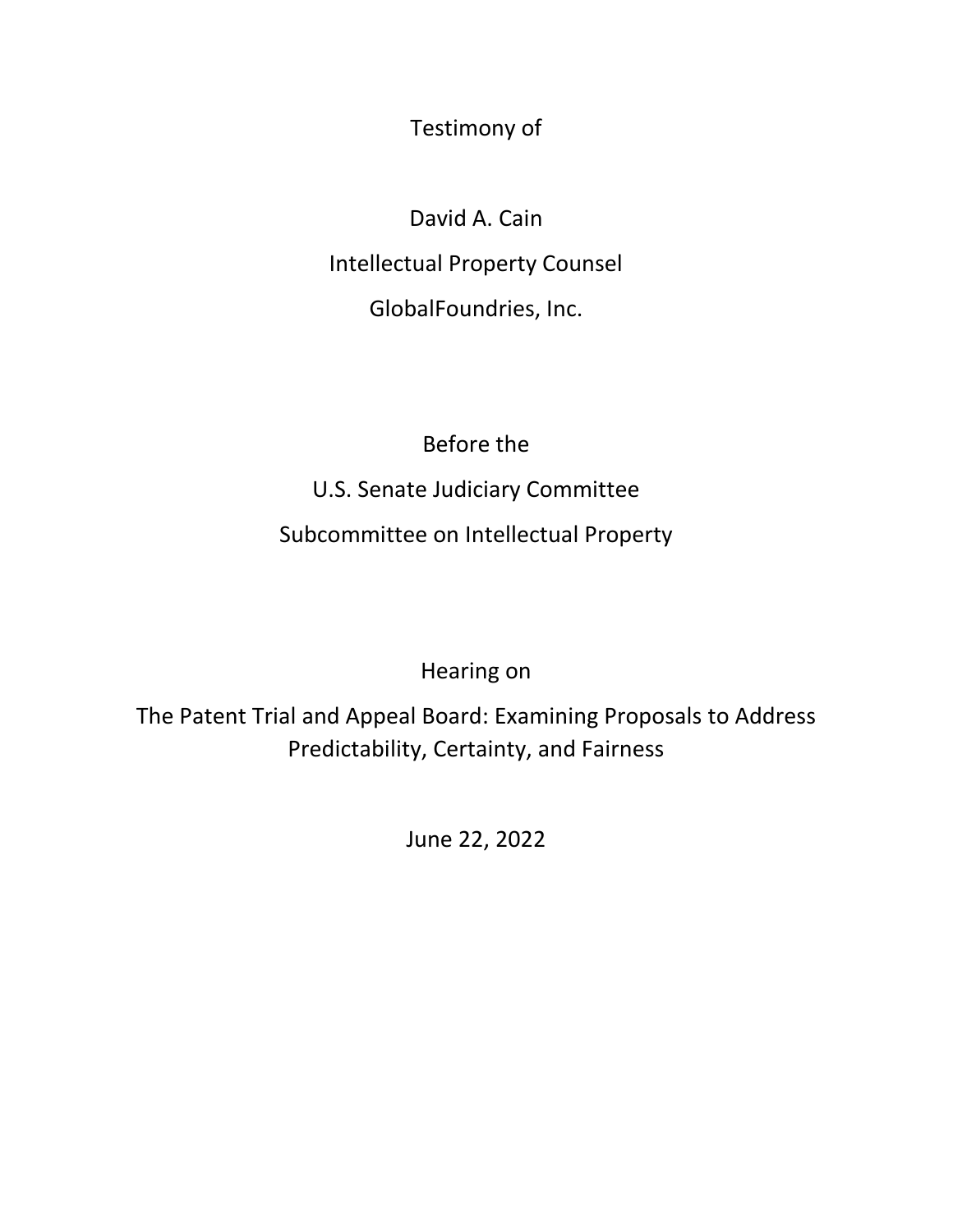Testimony of

David A. Cain

Intellectual Property Counsel

GlobalFoundries, Inc.

Before the

U.S. Senate Judiciary Committee

Subcommittee on Intellectual Property

Hearing on

The Patent Trial and Appeal Board: Examining Proposals to Address Predictability, Certainty, and Fairness

June 22, 2022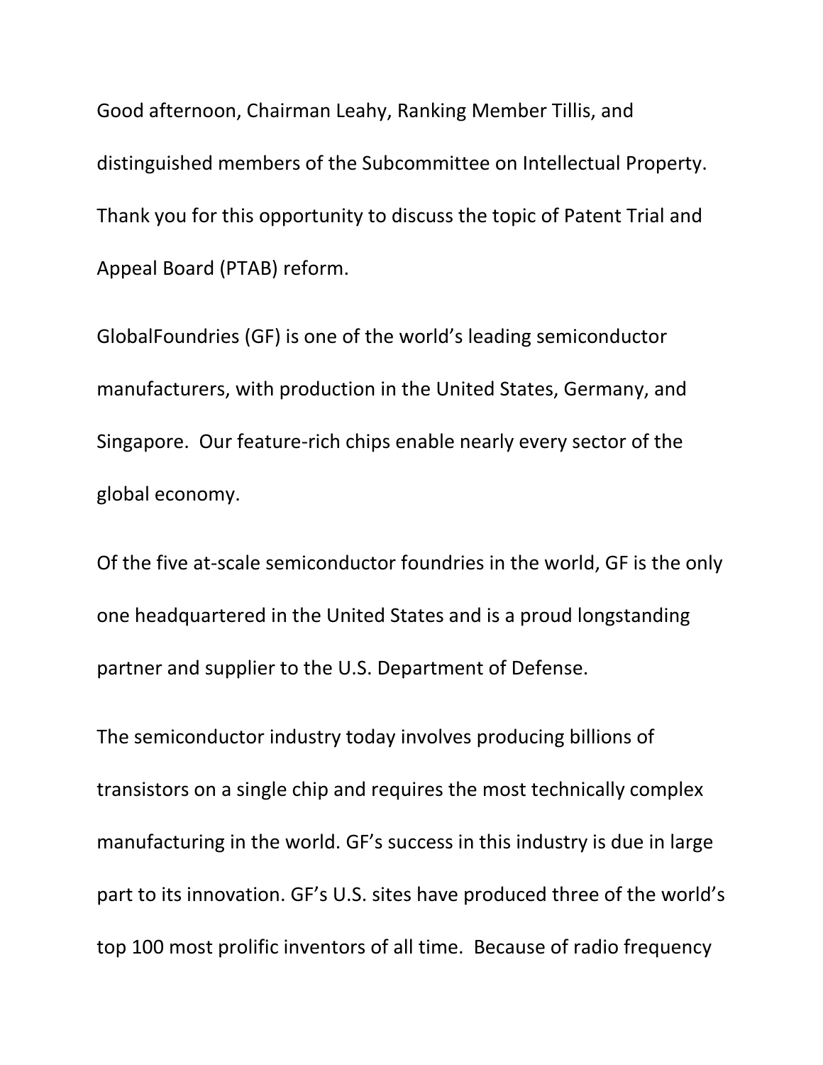Good afternoon, Chairman Leahy, Ranking Member Tillis, and distinguished members of the Subcommittee on Intellectual Property. Thank you for this opportunity to discuss the topic of Patent Trial and Appeal Board (PTAB) reform.

GlobalFoundries (GF) is one of the world's leading semiconductor manufacturers, with production in the United States, Germany, and Singapore. Our feature-rich chips enable nearly every sector of the global economy.

Of the five at-scale semiconductor foundries in the world, GF is the only one headquartered in the United States and is a proud longstanding partner and supplier to the U.S. Department of Defense.

The semiconductor industry today involves producing billions of transistors on a single chip and requires the most technically complex manufacturing in the world. GF's success in this industry is due in large part to its innovation. GF's U.S. sites have produced three of the world's top 100 most prolific inventors of all time. Because of radio frequency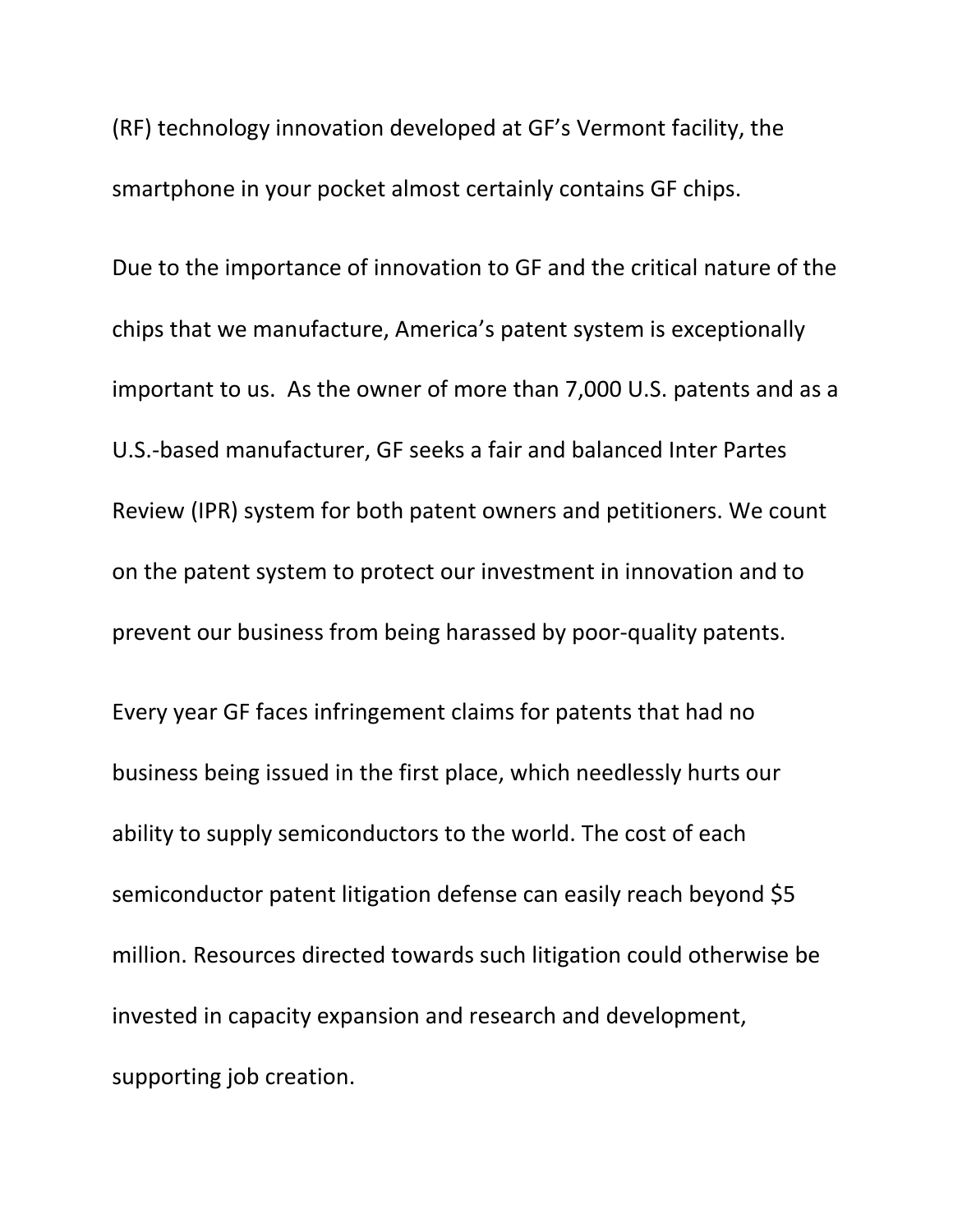(RF) technology innovation developed at GF's Vermont facility, the smartphone in your pocket almost certainly contains GF chips.

Due to the importance of innovation to GF and the critical nature of the chips that we manufacture, America's patent system is exceptionally important to us.  As the owner of more than 7,000 U.S. patents and as a U.S.-based manufacturer, GF seeks a fair and balanced Inter Partes Review (IPR) system for both patent owners and petitioners. We count on the patent system to protect our investment in innovation and to prevent our business from being harassed by poor-quality patents.

Every year GF faces infringement claims for patents that had no business being issued in the first place, which needlessly hurts our ability to supply semiconductors to the world. The cost of each semiconductor patent litigation defense can easily reach beyond $5 million. Resources directed towards such litigation could otherwise be invested in capacity expansion and research and development, supporting job creation.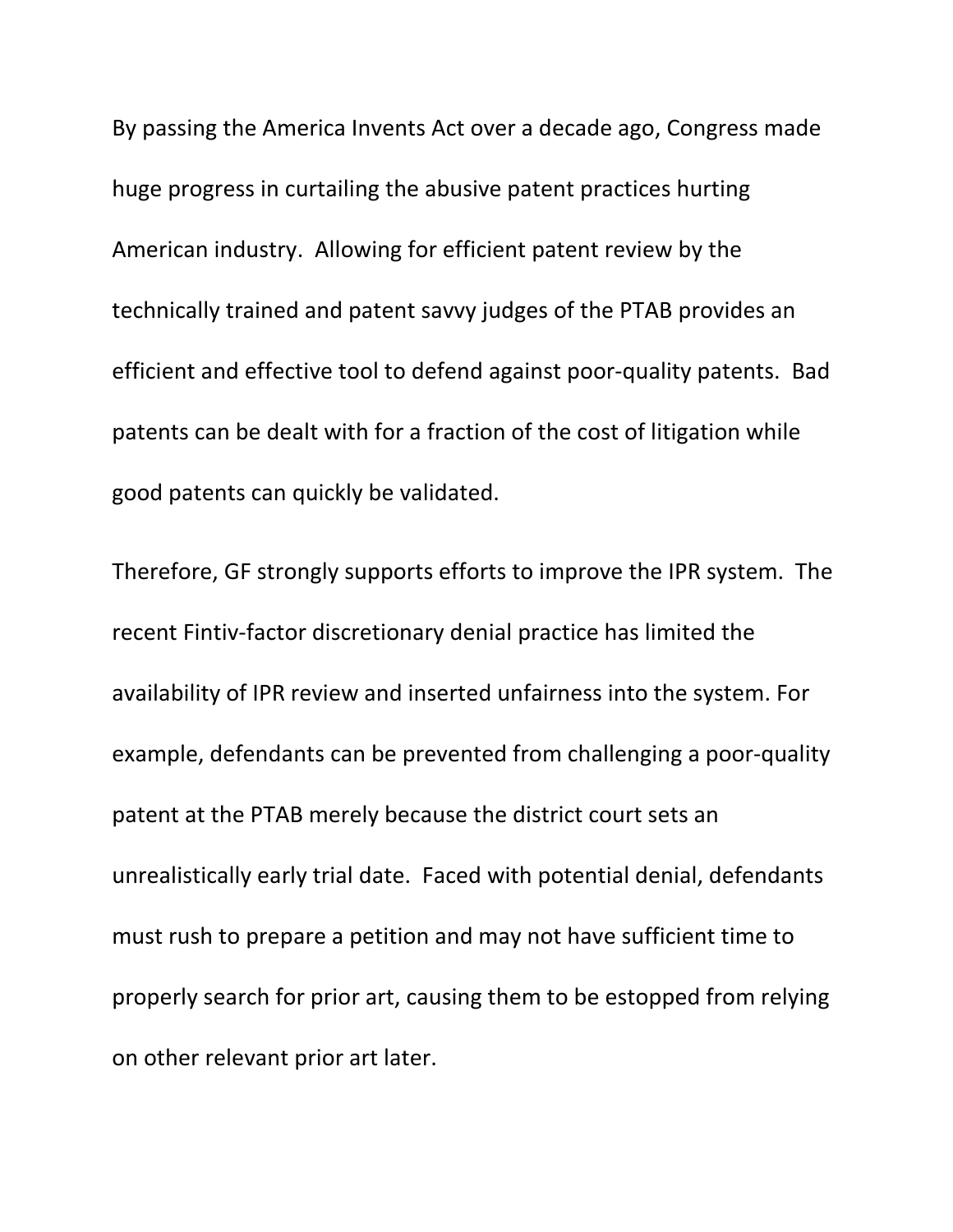By passing the America Invents Act over a decade ago, Congress made huge progress in curtailing the abusive patent practices hurting American industry. Allowing for efficient patent review by the technically trained and patent savvy judges of the PTAB provides an efficient and effective tool to defend against poor-quality patents. Bad patents can be dealt with for a fraction of the cost of litigation while good patents can quickly be validated.

Therefore, GF strongly supports efforts to improve the IPR system. The recent Fintiv-factor discretionary denial practice has limited the availability of IPR review and inserted unfairness into the system. For example, defendants can be prevented from challenging a poor-quality patent at the PTAB merely because the district court sets an unrealistically early trial date. Faced with potential denial, defendants must rush to prepare a petition and may not have sufficient time to properly search for prior art, causing them to be estopped from relying on other relevant prior art later.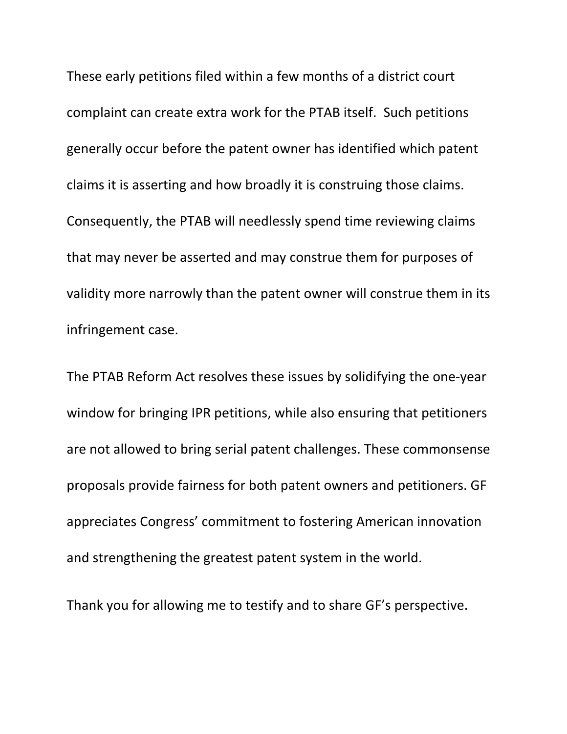These early petitions filed within a few months of a district court complaint can create extra work for the PTAB itself. Such petitions generally occur before the patent owner has identified which patent claims it is asserting and how broadly it is construing those claims. Consequently, the PTAB will needlessly spend time reviewing claims that may never be asserted and may construe them for purposes of validity more narrowly than the patent owner will construe them in its infringement case.

The PTAB Reform Act resolves these issues by solidifying the one-year window for bringing IPR petitions, while also ensuring that petitioners are not allowed to bring serial patent challenges. These commonsense proposals provide fairness for both patent owners and petitioners. GF appreciates Congress' commitment to fostering American innovation and strengthening the greatest patent system in the world.

Thank you for allowing me to testify and to share GF's perspective.